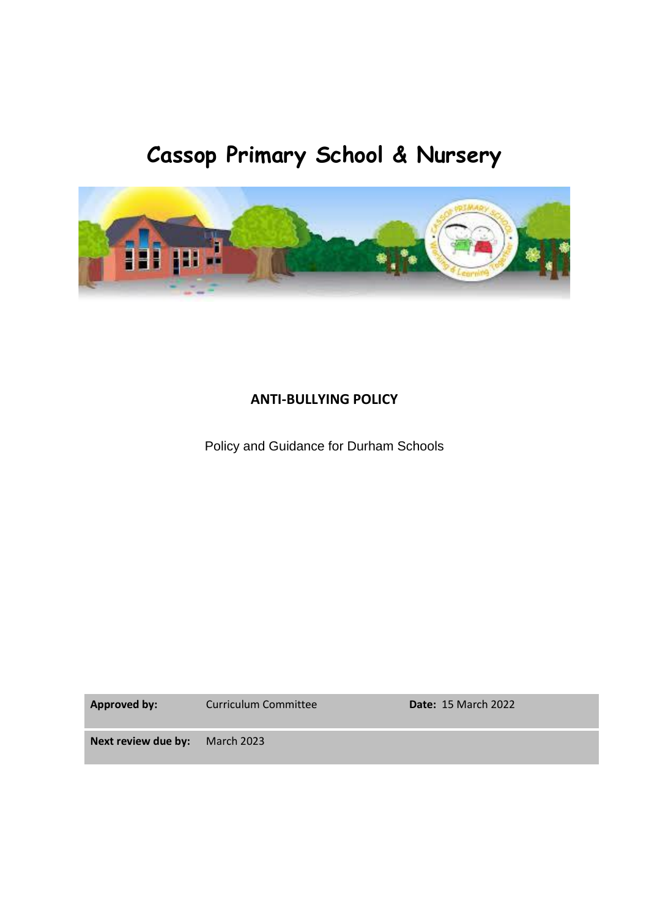# Cassop Primary School & Nursery

## ANTI-BULLYING POLICY

Policy and Guidance for Durham Schools

| **Approved by:** | Curriculum Committee | **Date:** 15 March 2022 |
|---|---|---|
| **Next review due by:** | March 2023 | |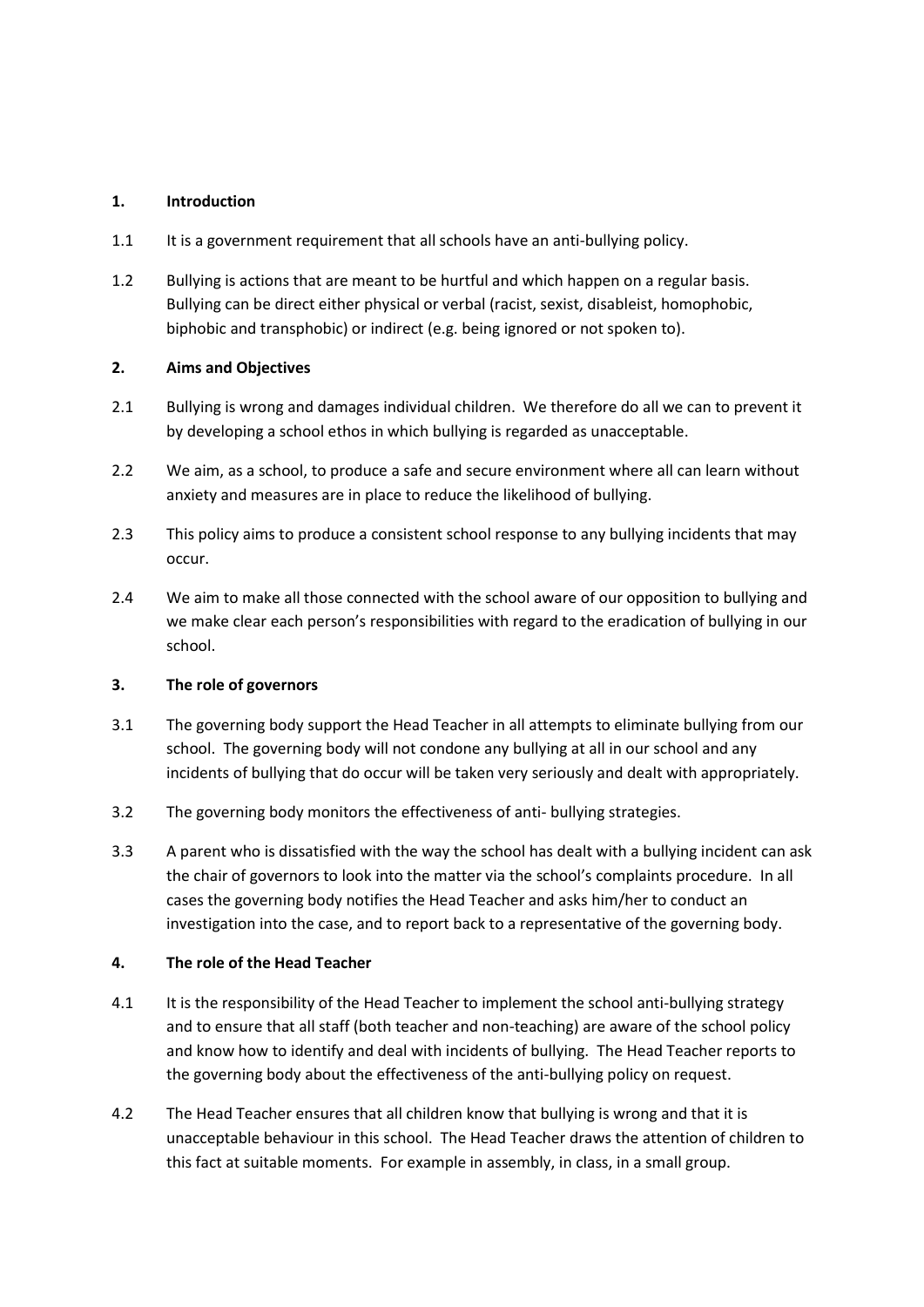## 1. Introduction

1.1 It is a government requirement that all schools have an anti-bullying policy.

1.2 Bullying is actions that are meant to be hurtful and which happen on a regular basis. Bullying can be direct either physical or verbal (racist, sexist, disableist, homophobic, biphobic and transphobic) or indirect (e.g. being ignored or not spoken to).

## 2. Aims and Objectives

2.1 Bullying is wrong and damages individual children. We therefore do all we can to prevent it by developing a school ethos in which bullying is regarded as unacceptable.

2.2 We aim, as a school, to produce a safe and secure environment where all can learn without anxiety and measures are in place to reduce the likelihood of bullying.

2.3 This policy aims to produce a consistent school response to any bullying incidents that may occur.

2.4 We aim to make all those connected with the school aware of our opposition to bullying and we make clear each person's responsibilities with regard to the eradication of bullying in our school.

## 3. The role of governors

3.1 The governing body support the Head Teacher in all attempts to eliminate bullying from our school. The governing body will not condone any bullying at all in our school and any incidents of bullying that do occur will be taken very seriously and dealt with appropriately.

3.2 The governing body monitors the effectiveness of anti- bullying strategies.

3.3 A parent who is dissatisfied with the way the school has dealt with a bullying incident can ask the chair of governors to look into the matter via the school's complaints procedure. In all cases the governing body notifies the Head Teacher and asks him/her to conduct an investigation into the case, and to report back to a representative of the governing body.

## 4. The role of the Head Teacher

4.1 It is the responsibility of the Head Teacher to implement the school anti-bullying strategy and to ensure that all staff (both teacher and non-teaching) are aware of the school policy and know how to identify and deal with incidents of bullying. The Head Teacher reports to the governing body about the effectiveness of the anti-bullying policy on request.

4.2 The Head Teacher ensures that all children know that bullying is wrong and that it is unacceptable behaviour in this school. The Head Teacher draws the attention of children to this fact at suitable moments. For example in assembly, in class, in a small group.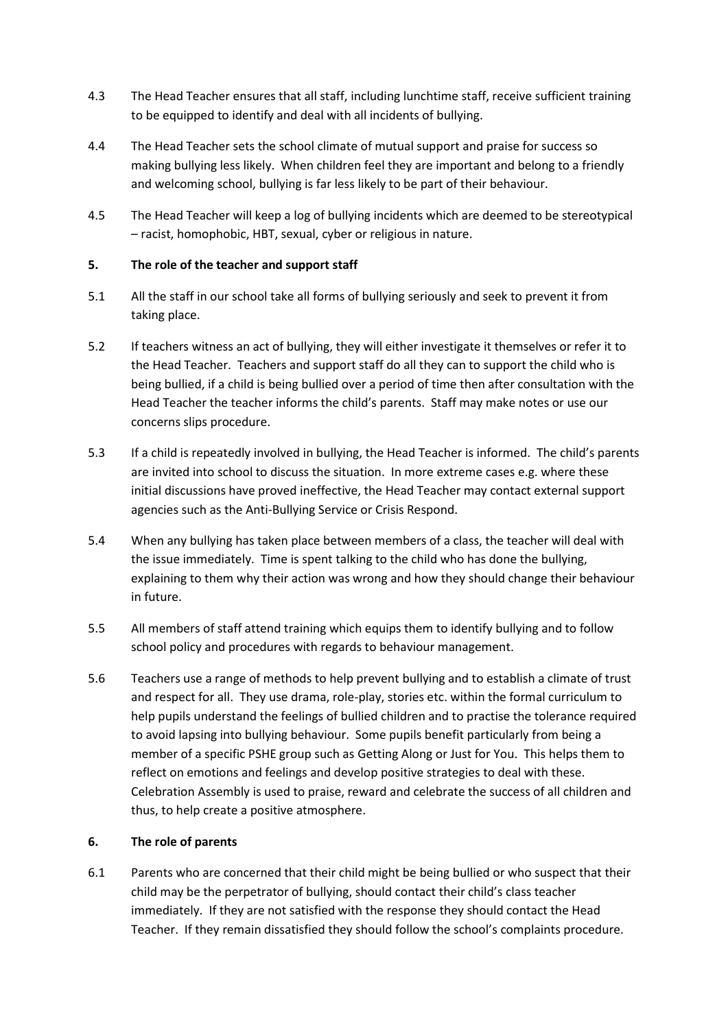4.3 The Head Teacher ensures that all staff, including lunchtime staff, receive sufficient training to be equipped to identify and deal with all incidents of bullying.

4.4 The Head Teacher sets the school climate of mutual support and praise for success so making bullying less likely. When children feel they are important and belong to a friendly and welcoming school, bullying is far less likely to be part of their behaviour.

4.5 The Head Teacher will keep a log of bullying incidents which are deemed to be stereotypical – racist, homophobic, HBT, sexual, cyber or religious in nature.

## 5. The role of the teacher and support staff

5.1 All the staff in our school take all forms of bullying seriously and seek to prevent it from taking place.

5.2 If teachers witness an act of bullying, they will either investigate it themselves or refer it to the Head Teacher. Teachers and support staff do all they can to support the child who is being bullied, if a child is being bullied over a period of time then after consultation with the Head Teacher the teacher informs the child's parents. Staff may make notes or use our concerns slips procedure.

5.3 If a child is repeatedly involved in bullying, the Head Teacher is informed. The child's parents are invited into school to discuss the situation. In more extreme cases e.g. where these initial discussions have proved ineffective, the Head Teacher may contact external support agencies such as the Anti-Bullying Service or Crisis Respond.

5.4 When any bullying has taken place between members of a class, the teacher will deal with the issue immediately. Time is spent talking to the child who has done the bullying, explaining to them why their action was wrong and how they should change their behaviour in future.

5.5 All members of staff attend training which equips them to identify bullying and to follow school policy and procedures with regards to behaviour management.

5.6 Teachers use a range of methods to help prevent bullying and to establish a climate of trust and respect for all. They use drama, role-play, stories etc. within the formal curriculum to help pupils understand the feelings of bullied children and to practise the tolerance required to avoid lapsing into bullying behaviour. Some pupils benefit particularly from being a member of a specific PSHE group such as Getting Along or Just for You. This helps them to reflect on emotions and feelings and develop positive strategies to deal with these. Celebration Assembly is used to praise, reward and celebrate the success of all children and thus, to help create a positive atmosphere.

## 6. The role of parents

6.1 Parents who are concerned that their child might be being bullied or who suspect that their child may be the perpetrator of bullying, should contact their child's class teacher immediately. If they are not satisfied with the response they should contact the Head Teacher. If they remain dissatisfied they should follow the school's complaints procedure.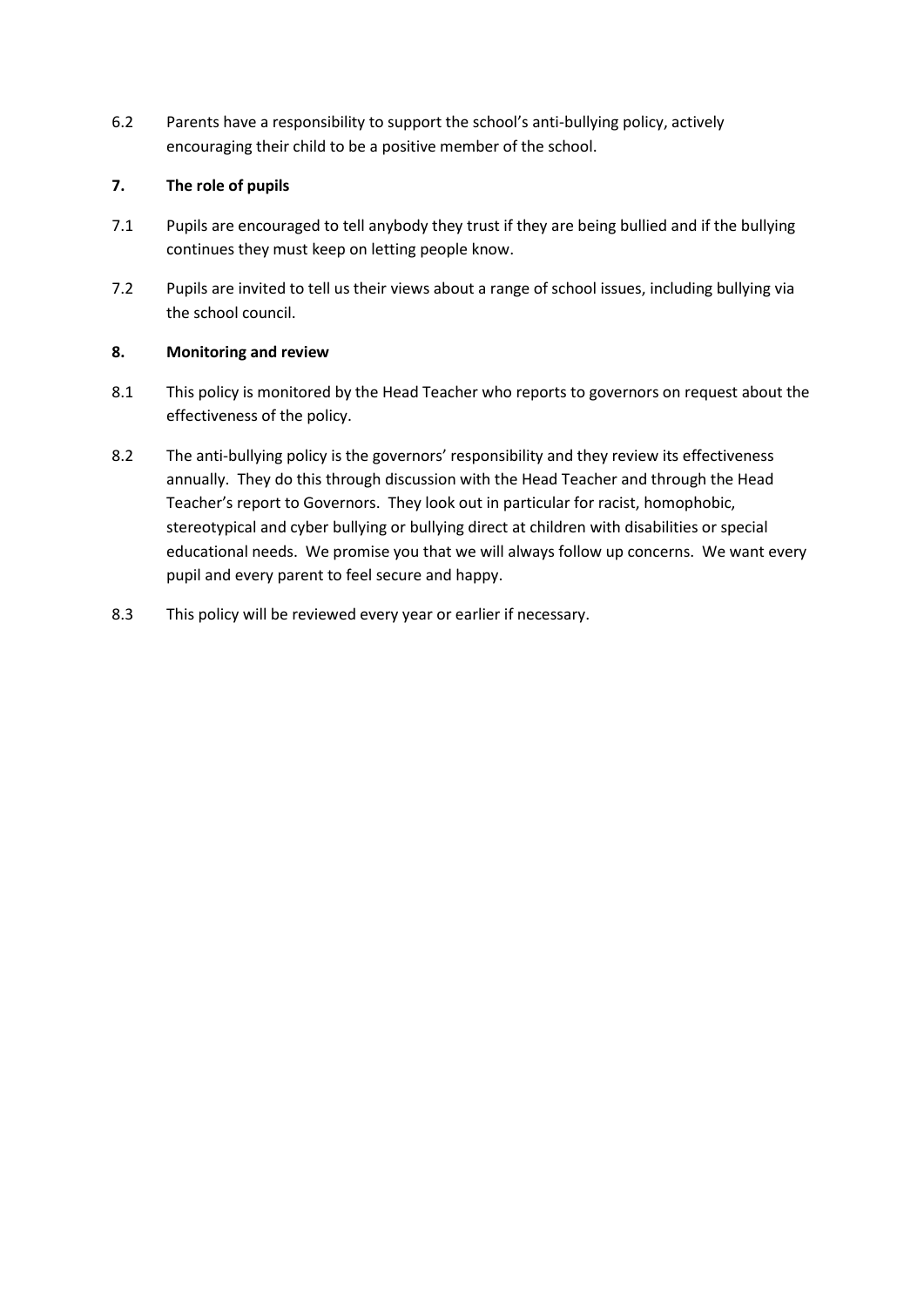6.2 Parents have a responsibility to support the school's anti-bullying policy, actively encouraging their child to be a positive member of the school.

## 7. The role of pupils

7.1 Pupils are encouraged to tell anybody they trust if they are being bullied and if the bullying continues they must keep on letting people know.

7.2 Pupils are invited to tell us their views about a range of school issues, including bullying via the school council.

## 8. Monitoring and review

8.1 This policy is monitored by the Head Teacher who reports to governors on request about the effectiveness of the policy.

8.2 The anti-bullying policy is the governors' responsibility and they review its effectiveness annually. They do this through discussion with the Head Teacher and through the Head Teacher's report to Governors. They look out in particular for racist, homophobic, stereotypical and cyber bullying or bullying direct at children with disabilities or special educational needs. We promise you that we will always follow up concerns. We want every pupil and every parent to feel secure and happy.

8.3 This policy will be reviewed every year or earlier if necessary.